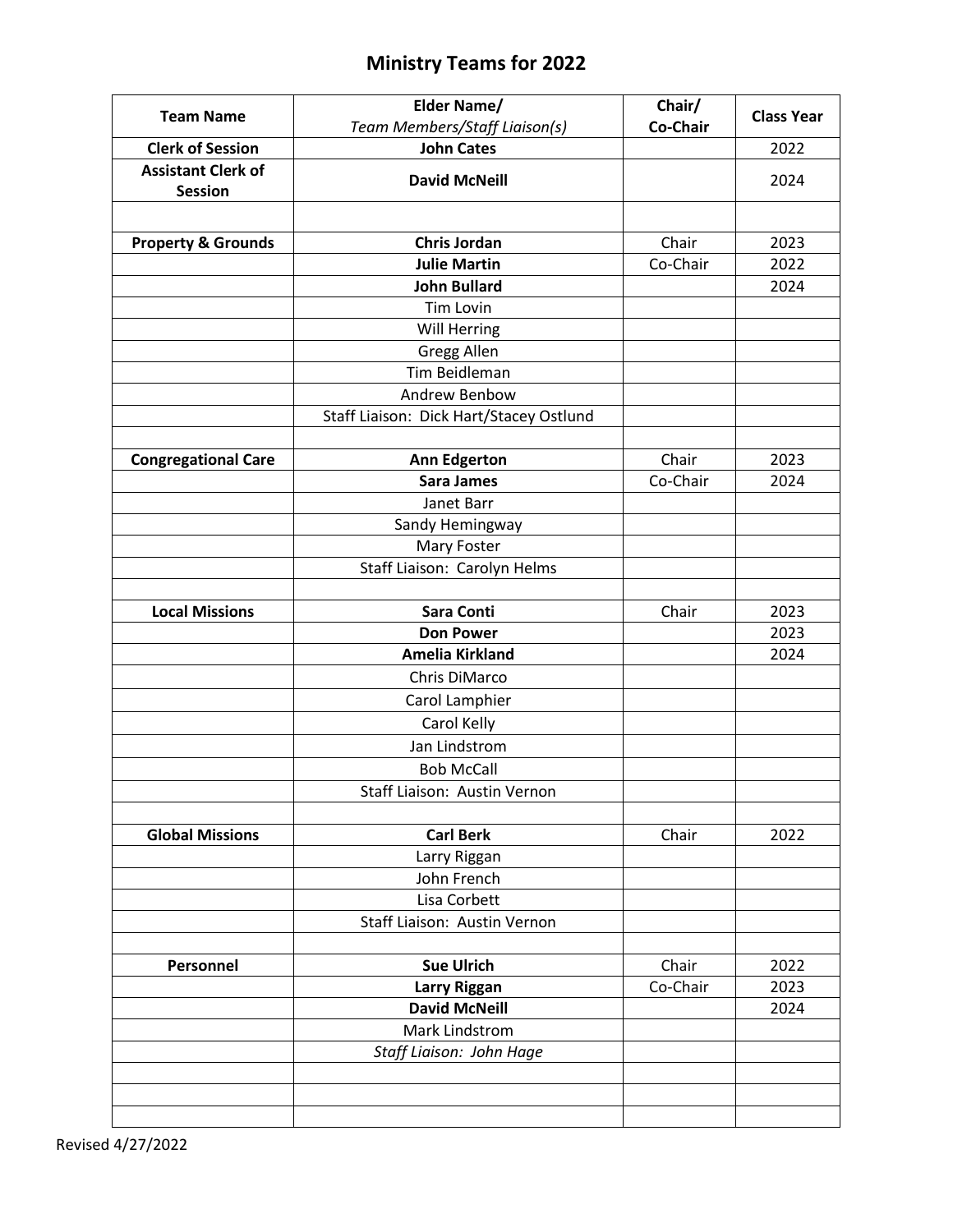# Ministry Teams for 2022

| Team Name | Elder Name/ *Team Members/Staff Liaison(s)* | Chair/ Co-Chair | Class Year |
|---|---|---|---|
| **Clerk of Session** | **John Cates** | | 2022 |
| **Assistant Clerk of Session** | **David McNeill** | | 2024 |
| | | | |
| **Property & Grounds** | **Chris Jordan** | Chair | 2023 |
| | **Julie Martin** | Co-Chair | 2022 |
| | **John Bullard** | | 2024 |
| | Tim Lovin | | |
| | Will Herring | | |
| | Gregg Allen | | |
| | Tim Beidleman | | |
| | Andrew Benbow | | |
| | Staff Liaison: Dick Hart/Stacey Ostlund | | |
| | | | |
| **Congregational Care** | **Ann Edgerton** | Chair | 2023 |
| | **Sara James** | Co-Chair | 2024 |
| | Janet Barr | | |
| | Sandy Hemingway | | |
| | Mary Foster | | |
| | Staff Liaison: Carolyn Helms | | |
| | | | |
| **Local Missions** | **Sara Conti** | Chair | 2023 |
| | **Don Power** | | 2023 |
| | **Amelia Kirkland** | | 2024 |
| | Chris DiMarco | | |
| | Carol Lamphier | | |
| | Carol Kelly | | |
| | Jan Lindstrom | | |
| | Bob McCall | | |
| | Staff Liaison: Austin Vernon | | |
| | | | |
| **Global Missions** | **Carl Berk** | Chair | 2022 |
| | Larry Riggan | | |
| | John French | | |
| | Lisa Corbett | | |
| | Staff Liaison: Austin Vernon | | |
| | | | |
| **Personnel** | **Sue Ulrich** | Chair | 2022 |
| | **Larry Riggan** | Co-Chair | 2023 |
| | **David McNeill** | | 2024 |
| | Mark Lindstrom | | |
| | *Staff Liaison: John Hage* | | |
| | | | |
| | | | |
| | | | |

Revised 4/27/2022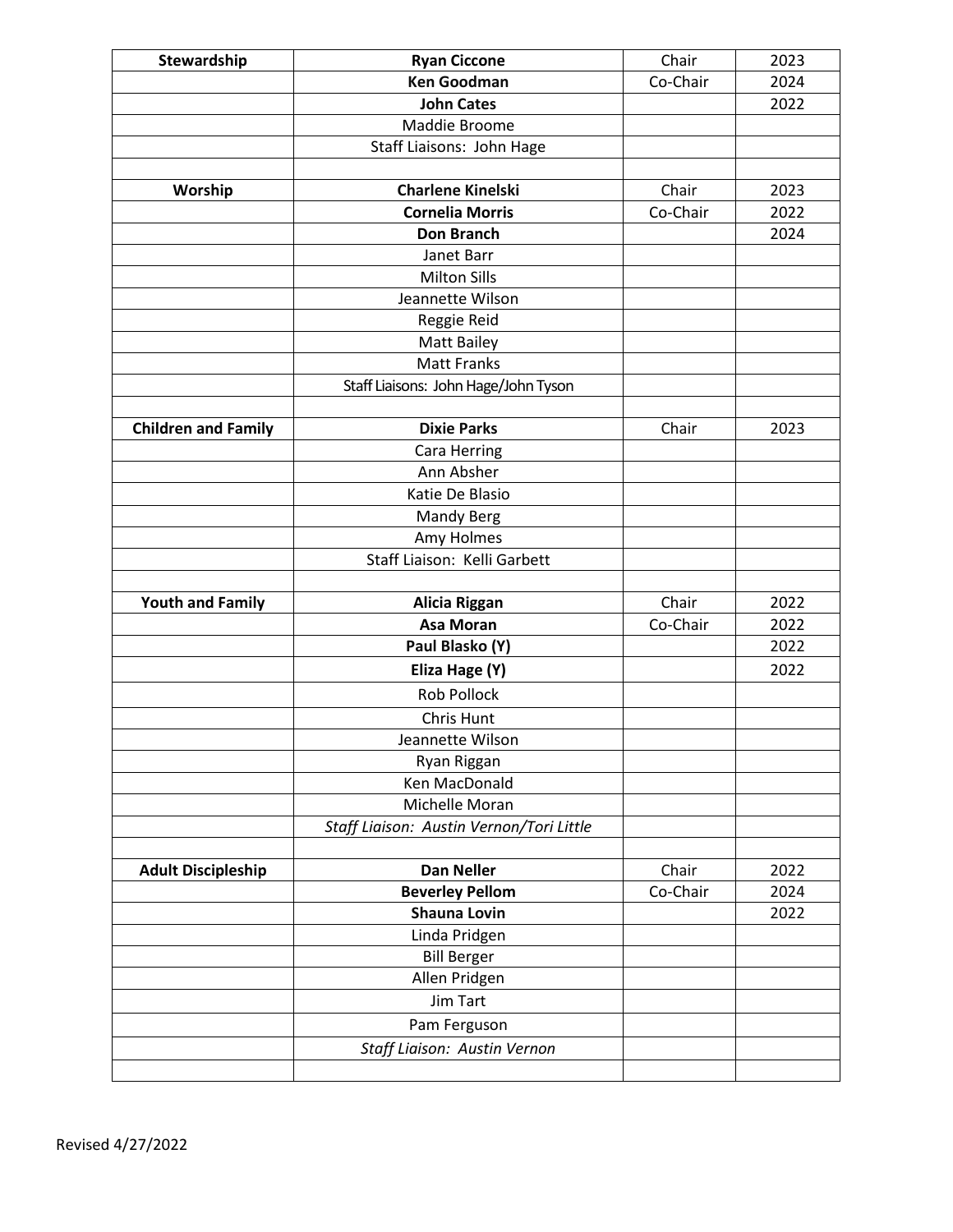| | | | |
|---|---|---|---|
| **Stewardship** | **Ryan Ciccone** | Chair | 2023 |
| | **Ken Goodman** | Co-Chair | 2024 |
| | **John Cates** | | 2022 |
| | Maddie Broome | | |
| | Staff Liaisons: John Hage | | |
| | | | |
| **Worship** | **Charlene Kinelski** | Chair | 2023 |
| | **Cornelia Morris** | Co-Chair | 2022 |
| | **Don Branch** | | 2024 |
| | Janet Barr | | |
| | Milton Sills | | |
| | Jeannette Wilson | | |
| | Reggie Reid | | |
| | Matt Bailey | | |
| | Matt Franks | | |
| | Staff Liaisons: John Hage/John Tyson | | |
| | | | |
| **Children and Family** | **Dixie Parks** | Chair | 2023 |
| | Cara Herring | | |
| | Ann Absher | | |
| | Katie De Blasio | | |
| | Mandy Berg | | |
| | Amy Holmes | | |
| | Staff Liaison: Kelli Garbett | | |
| | | | |
| **Youth and Family** | **Alicia Riggan** | Chair | 2022 |
| | **Asa Moran** | Co-Chair | 2022 |
| | **Paul Blasko (Y)** | | 2022 |
| | **Eliza Hage (Y)** | | 2022 |
| | Rob Pollock | | |
| | Chris Hunt | | |
| | Jeannette Wilson | | |
| | Ryan Riggan | | |
| | Ken MacDonald | | |
| | Michelle Moran | | |
| | *Staff Liaison: Austin Vernon/Tori Little* | | |
| | | | |
| **Adult Discipleship** | **Dan Neller** | Chair | 2022 |
| | **Beverley Pellom** | Co-Chair | 2024 |
| | **Shauna Lovin** | | 2022 |
| | Linda Pridgen | | |
| | Bill Berger | | |
| | Allen Pridgen | | |
| | Jim Tart | | |
| | Pam Ferguson | | |
| | *Staff Liaison: Austin Vernon* | | |
| | | | |

Revised 4/27/2022